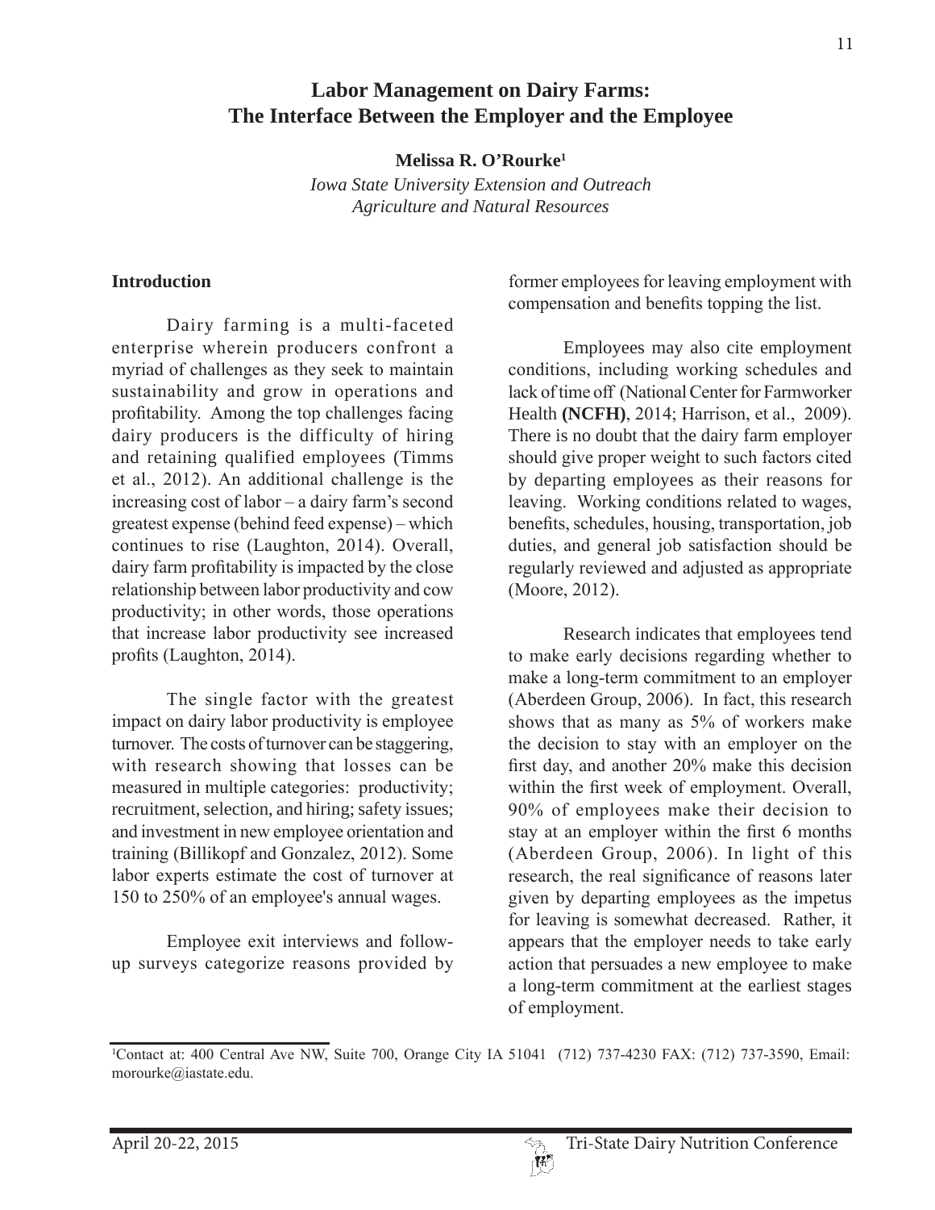# Labor Management on Dairy Farms: The Interface Between the Employer and the Employee

**Melissa R. O'Rourke[1]**

*Iowa State University Extension and Outreach*
*Agriculture and Natural Resources*

## Introduction

Dairy farming is a multi-faceted enterprise wherein producers confront a myriad of challenges as they seek to maintain sustainability and grow in operations and profitability. Among the top challenges facing dairy producers is the difficulty of hiring and retaining qualified employees (Timms et al., 2012). An additional challenge is the increasing cost of labor – a dairy farm's second greatest expense (behind feed expense) – which continues to rise (Laughton, 2014). Overall, dairy farm profitability is impacted by the close relationship between labor productivity and cow productivity; in other words, those operations that increase labor productivity see increased profits (Laughton, 2014).

The single factor with the greatest impact on dairy labor productivity is employee turnover. The costs of turnover can be staggering, with research showing that losses can be measured in multiple categories: productivity; recruitment, selection, and hiring; safety issues; and investment in new employee orientation and training (Billikopf and Gonzalez, 2012). Some labor experts estimate the cost of turnover at 150 to 250% of an employee's annual wages.

Employee exit interviews and follow-up surveys categorize reasons provided by former employees for leaving employment with compensation and benefits topping the list.

Employees may also cite employment conditions, including working schedules and lack of time off (National Center for Farmworker Health **(NCFH)**, 2014; Harrison, et al., 2009). There is no doubt that the dairy farm employer should give proper weight to such factors cited by departing employees as their reasons for leaving. Working conditions related to wages, benefits, schedules, housing, transportation, job duties, and general job satisfaction should be regularly reviewed and adjusted as appropriate (Moore, 2012).

Research indicates that employees tend to make early decisions regarding whether to make a long-term commitment to an employer (Aberdeen Group, 2006). In fact, this research shows that as many as 5% of workers make the decision to stay with an employer on the first day, and another 20% make this decision within the first week of employment. Overall, 90% of employees make their decision to stay at an employer within the first 6 months (Aberdeen Group, 2006). In light of this research, the real significance of reasons later given by departing employees as the impetus for leaving is somewhat decreased. Rather, it appears that the employer needs to take early action that persuades a new employee to make a long-term commitment at the earliest stages of employment.

---

[1]Contact at: 400 Central Ave NW, Suite 700, Orange City IA 51041 (712) 737-4230 FAX: (712) 737-3590, Email: morourke@iastate.edu.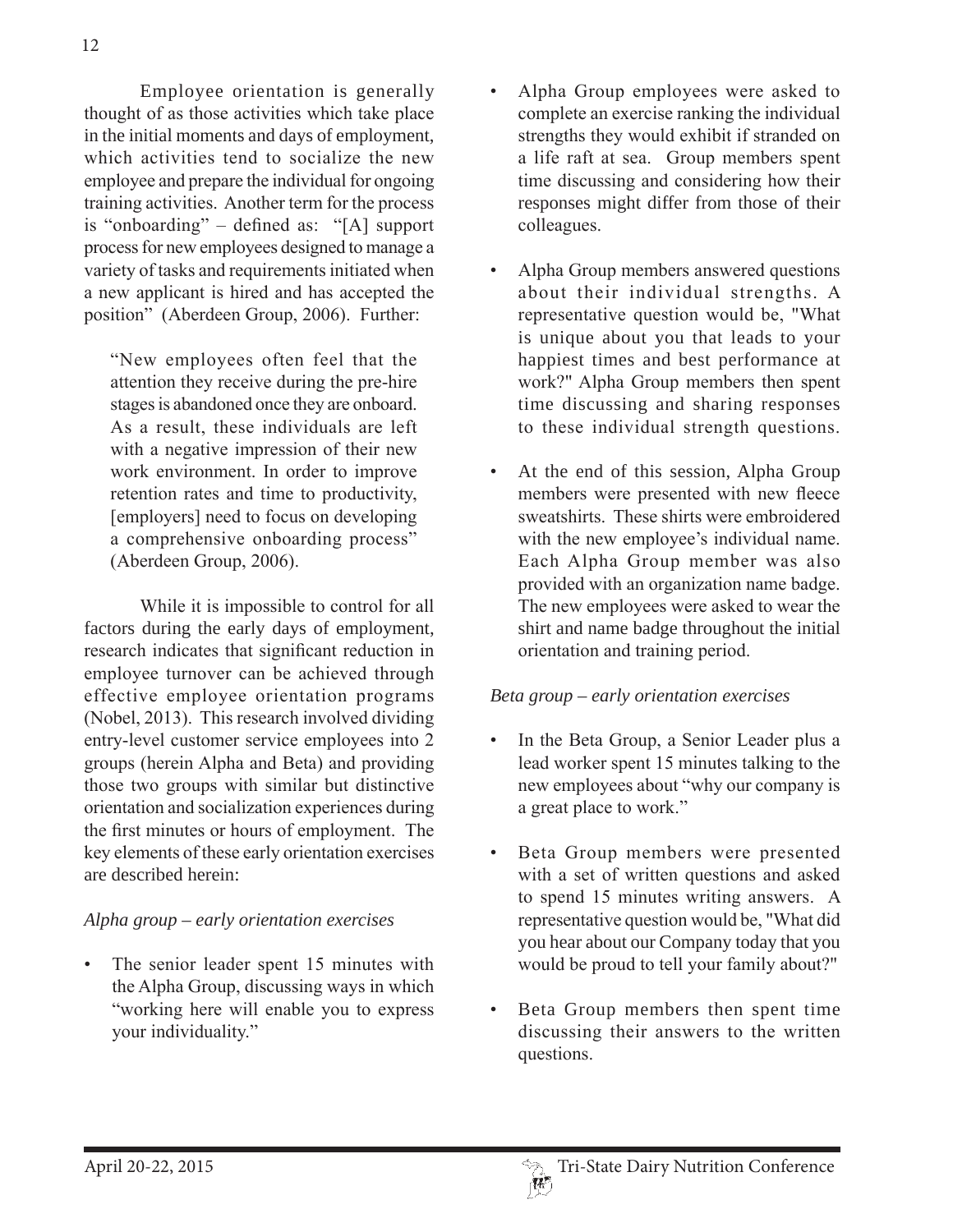Employee orientation is generally thought of as those activities which take place in the initial moments and days of employment, which activities tend to socialize the new employee and prepare the individual for ongoing training activities. Another term for the process is "onboarding" – defined as: "[A] support process for new employees designed to manage a variety of tasks and requirements initiated when a new applicant is hired and has accepted the position" (Aberdeen Group, 2006). Further:

> "New employees often feel that the attention they receive during the pre-hire stages is abandoned once they are onboard. As a result, these individuals are left with a negative impression of their new work environment. In order to improve retention rates and time to productivity, [employers] need to focus on developing a comprehensive onboarding process" (Aberdeen Group, 2006).

While it is impossible to control for all factors during the early days of employment, research indicates that significant reduction in employee turnover can be achieved through effective employee orientation programs (Nobel, 2013). This research involved dividing entry-level customer service employees into 2 groups (herein Alpha and Beta) and providing those two groups with similar but distinctive orientation and socialization experiences during the first minutes or hours of employment. The key elements of these early orientation exercises are described herein:

*Alpha group – early orientation exercises*

- The senior leader spent 15 minutes with the Alpha Group, discussing ways in which "working here will enable you to express your individuality."
- Alpha Group employees were asked to complete an exercise ranking the individual strengths they would exhibit if stranded on a life raft at sea. Group members spent time discussing and considering how their responses might differ from those of their colleagues.
- Alpha Group members answered questions about their individual strengths. A representative question would be, "What is unique about you that leads to your happiest times and best performance at work?" Alpha Group members then spent time discussing and sharing responses to these individual strength questions.
- At the end of this session, Alpha Group members were presented with new fleece sweatshirts. These shirts were embroidered with the new employee's individual name. Each Alpha Group member was also provided with an organization name badge. The new employees were asked to wear the shirt and name badge throughout the initial orientation and training period.

*Beta group – early orientation exercises*

- In the Beta Group, a Senior Leader plus a lead worker spent 15 minutes talking to the new employees about "why our company is a great place to work."
- Beta Group members were presented with a set of written questions and asked to spend 15 minutes writing answers. A representative question would be, "What did you hear about our Company today that you would be proud to tell your family about?"
- Beta Group members then spent time discussing their answers to the written questions.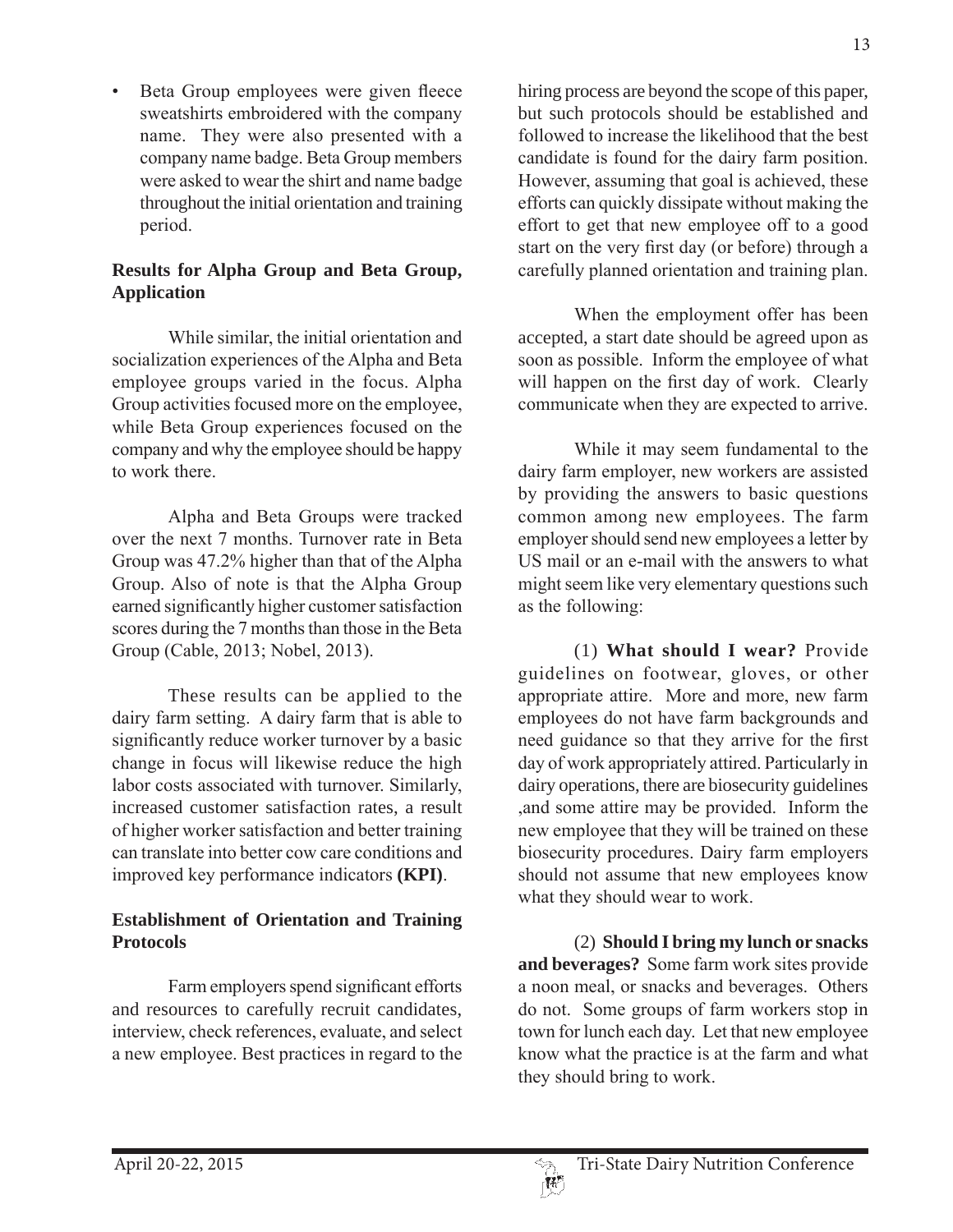- Beta Group employees were given fleece sweatshirts embroidered with the company name. They were also presented with a company name badge. Beta Group members were asked to wear the shirt and name badge throughout the initial orientation and training period.

## Results for Alpha Group and Beta Group, Application

While similar, the initial orientation and socialization experiences of the Alpha and Beta employee groups varied in the focus. Alpha Group activities focused more on the employee, while Beta Group experiences focused on the company and why the employee should be happy to work there.

Alpha and Beta Groups were tracked over the next 7 months. Turnover rate in Beta Group was 47.2% higher than that of the Alpha Group. Also of note is that the Alpha Group earned significantly higher customer satisfaction scores during the 7 months than those in the Beta Group (Cable, 2013; Nobel, 2013).

These results can be applied to the dairy farm setting. A dairy farm that is able to significantly reduce worker turnover by a basic change in focus will likewise reduce the high labor costs associated with turnover. Similarly, increased customer satisfaction rates, a result of higher worker satisfaction and better training can translate into better cow care conditions and improved key performance indicators **(KPI)**.

## Establishment of Orientation and Training Protocols

Farm employers spend significant efforts and resources to carefully recruit candidates, interview, check references, evaluate, and select a new employee. Best practices in regard to the hiring process are beyond the scope of this paper, but such protocols should be established and followed to increase the likelihood that the best candidate is found for the dairy farm position. However, assuming that goal is achieved, these efforts can quickly dissipate without making the effort to get that new employee off to a good start on the very first day (or before) through a carefully planned orientation and training plan.

When the employment offer has been accepted, a start date should be agreed upon as soon as possible. Inform the employee of what will happen on the first day of work. Clearly communicate when they are expected to arrive.

While it may seem fundamental to the dairy farm employer, new workers are assisted by providing the answers to basic questions common among new employees. The farm employer should send new employees a letter by US mail or an e-mail with the answers to what might seem like very elementary questions such as the following:

(1) **What should I wear?** Provide guidelines on footwear, gloves, or other appropriate attire. More and more, new farm employees do not have farm backgrounds and need guidance so that they arrive for the first day of work appropriately attired. Particularly in dairy operations, there are biosecurity guidelines ,and some attire may be provided. Inform the new employee that they will be trained on these biosecurity procedures. Dairy farm employers should not assume that new employees know what they should wear to work.

(2) **Should I bring my lunch or snacks and beverages?** Some farm work sites provide a noon meal, or snacks and beverages. Others do not. Some groups of farm workers stop in town for lunch each day. Let that new employee know what the practice is at the farm and what they should bring to work.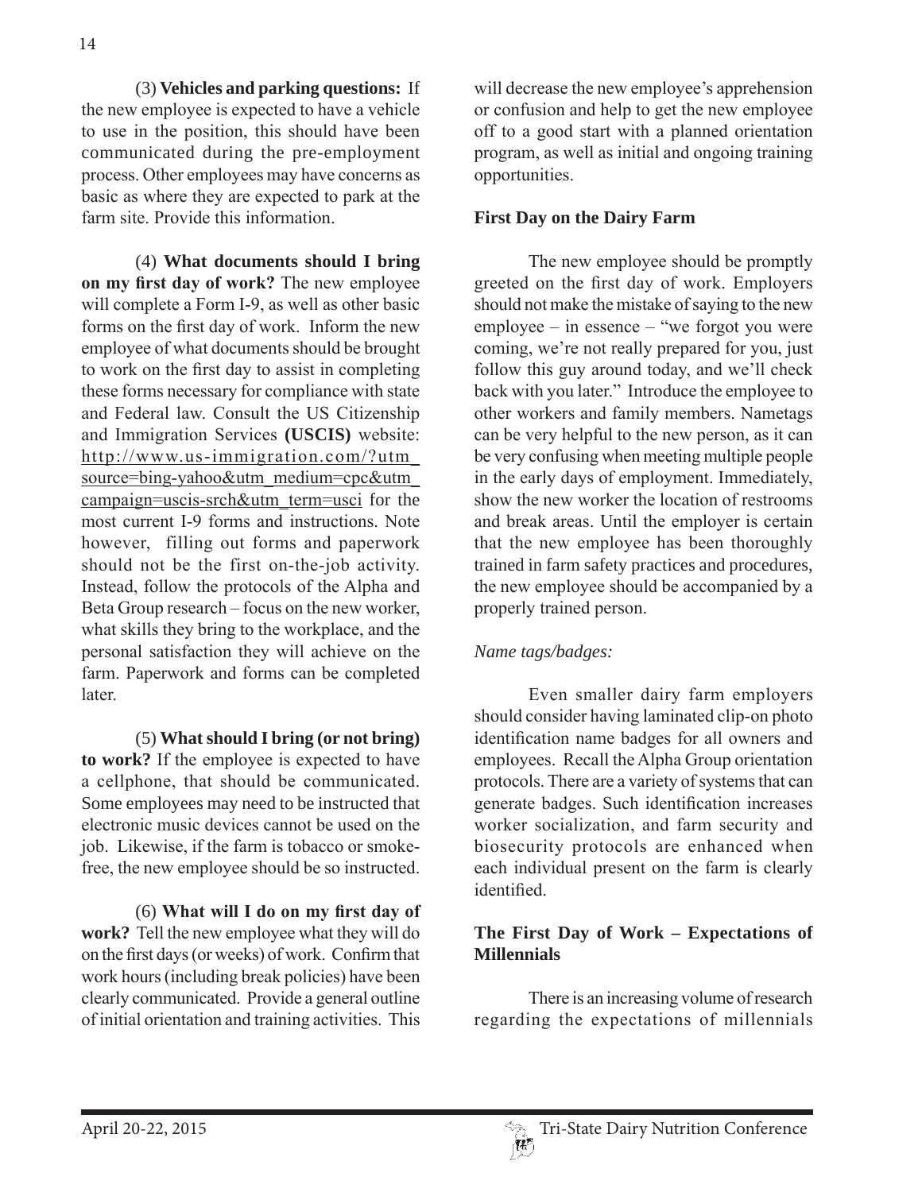(3) **Vehicles and parking questions:** If the new employee is expected to have a vehicle to use in the position, this should have been communicated during the pre-employment process. Other employees may have concerns as basic as where they are expected to park at the farm site. Provide this information.

(4) **What documents should I bring on my first day of work?** The new employee will complete a Form I-9, as well as other basic forms on the first day of work. Inform the new employee of what documents should be brought to work on the first day to assist in completing these forms necessary for compliance with state and Federal law. Consult the US Citizenship and Immigration Services **(USCIS)** website: http://www.us-immigration.com/?utm_source=bing-yahoo&utm_medium=cpc&utm_campaign=uscis-srch&utm_term=usci for the most current I-9 forms and instructions. Note however, filling out forms and paperwork should not be the first on-the-job activity. Instead, follow the protocols of the Alpha and Beta Group research – focus on the new worker, what skills they bring to the workplace, and the personal satisfaction they will achieve on the farm. Paperwork and forms can be completed later.

(5) **What should I bring (or not bring) to work?** If the employee is expected to have a cellphone, that should be communicated. Some employees may need to be instructed that electronic music devices cannot be used on the job. Likewise, if the farm is tobacco or smoke-free, the new employee should be so instructed.

(6) **What will I do on my first day of work?** Tell the new employee what they will do on the first days (or weeks) of work. Confirm that work hours (including break policies) have been clearly communicated. Provide a general outline of initial orientation and training activities. This will decrease the new employee's apprehension or confusion and help to get the new employee off to a good start with a planned orientation program, as well as initial and ongoing training opportunities.

### First Day on the Dairy Farm

The new employee should be promptly greeted on the first day of work. Employers should not make the mistake of saying to the new employee – in essence – "we forgot you were coming, we're not really prepared for you, just follow this guy around today, and we'll check back with you later." Introduce the employee to other workers and family members. Nametags can be very helpful to the new person, as it can be very confusing when meeting multiple people in the early days of employment. Immediately, show the new worker the location of restrooms and break areas. Until the employer is certain that the new employee has been thoroughly trained in farm safety practices and procedures, the new employee should be accompanied by a properly trained person.

*Name tags/badges:*

Even smaller dairy farm employers should consider having laminated clip-on photo identification name badges for all owners and employees. Recall the Alpha Group orientation protocols. There are a variety of systems that can generate badges. Such identification increases worker socialization, and farm security and biosecurity protocols are enhanced when each individual present on the farm is clearly identified.

### The First Day of Work – Expectations of Millennials

There is an increasing volume of research regarding the expectations of millennials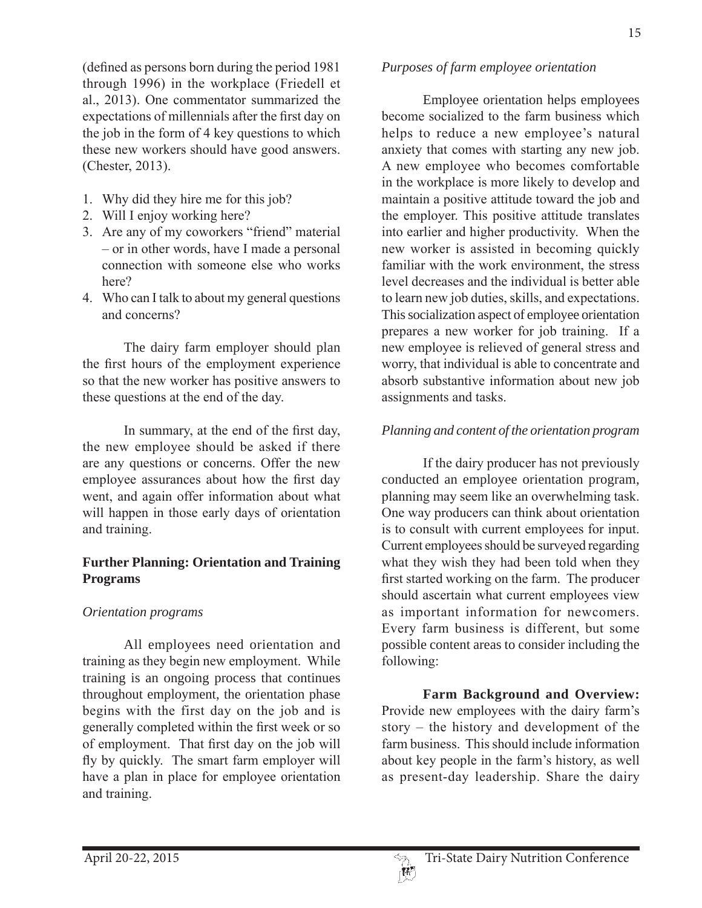(defined as persons born during the period 1981 through 1996) in the workplace (Friedell et al., 2013). One commentator summarized the expectations of millennials after the first day on the job in the form of 4 key questions to which these new workers should have good answers. (Chester, 2013).

1. Why did they hire me for this job?
2. Will I enjoy working here?
3. Are any of my coworkers "friend" material – or in other words, have I made a personal connection with someone else who works here?
4. Who can I talk to about my general questions and concerns?

The dairy farm employer should plan the first hours of the employment experience so that the new worker has positive answers to these questions at the end of the day.

In summary, at the end of the first day, the new employee should be asked if there are any questions or concerns. Offer the new employee assurances about how the first day went, and again offer information about what will happen in those early days of orientation and training.

## Further Planning: Orientation and Training Programs

### *Orientation programs*

All employees need orientation and training as they begin new employment. While training is an ongoing process that continues throughout employment, the orientation phase begins with the first day on the job and is generally completed within the first week or so of employment. That first day on the job will fly by quickly. The smart farm employer will have a plan in place for employee orientation and training.

### *Purposes of farm employee orientation*

Employee orientation helps employees become socialized to the farm business which helps to reduce a new employee's natural anxiety that comes with starting any new job. A new employee who becomes comfortable in the workplace is more likely to develop and maintain a positive attitude toward the job and the employer. This positive attitude translates into earlier and higher productivity. When the new worker is assisted in becoming quickly familiar with the work environment, the stress level decreases and the individual is better able to learn new job duties, skills, and expectations. This socialization aspect of employee orientation prepares a new worker for job training. If a new employee is relieved of general stress and worry, that individual is able to concentrate and absorb substantive information about new job assignments and tasks.

### *Planning and content of the orientation program*

If the dairy producer has not previously conducted an employee orientation program, planning may seem like an overwhelming task. One way producers can think about orientation is to consult with current employees for input. Current employees should be surveyed regarding what they wish they had been told when they first started working on the farm. The producer should ascertain what current employees view as important information for newcomers. Every farm business is different, but some possible content areas to consider including the following:

**Farm Background and Overview:** Provide new employees with the dairy farm's story – the history and development of the farm business. This should include information about key people in the farm's history, as well as present-day leadership. Share the dairy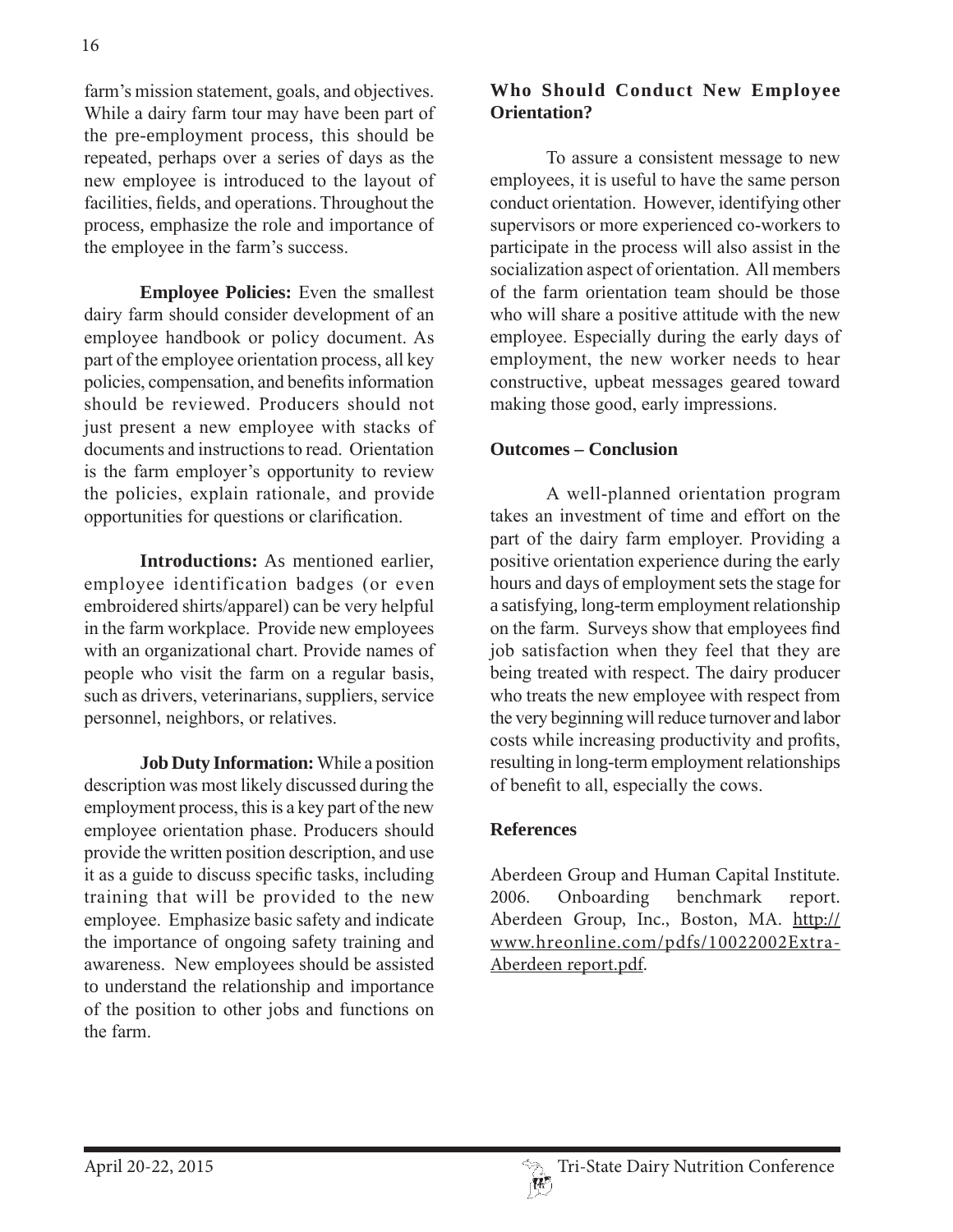farm's mission statement, goals, and objectives. While a dairy farm tour may have been part of the pre-employment process, this should be repeated, perhaps over a series of days as the new employee is introduced to the layout of facilities, fields, and operations. Throughout the process, emphasize the role and importance of the employee in the farm's success.

**Employee Policies:** Even the smallest dairy farm should consider development of an employee handbook or policy document. As part of the employee orientation process, all key policies, compensation, and benefits information should be reviewed. Producers should not just present a new employee with stacks of documents and instructions to read. Orientation is the farm employer's opportunity to review the policies, explain rationale, and provide opportunities for questions or clarification.

**Introductions:** As mentioned earlier, employee identification badges (or even embroidered shirts/apparel) can be very helpful in the farm workplace. Provide new employees with an organizational chart. Provide names of people who visit the farm on a regular basis, such as drivers, veterinarians, suppliers, service personnel, neighbors, or relatives.

**Job Duty Information:** While a position description was most likely discussed during the employment process, this is a key part of the new employee orientation phase. Producers should provide the written position description, and use it as a guide to discuss specific tasks, including training that will be provided to the new employee. Emphasize basic safety and indicate the importance of ongoing safety training and awareness. New employees should be assisted to understand the relationship and importance of the position to other jobs and functions on the farm.

## Who Should Conduct New Employee Orientation?

To assure a consistent message to new employees, it is useful to have the same person conduct orientation. However, identifying other supervisors or more experienced co-workers to participate in the process will also assist in the socialization aspect of orientation. All members of the farm orientation team should be those who will share a positive attitude with the new employee. Especially during the early days of employment, the new worker needs to hear constructive, upbeat messages geared toward making those good, early impressions.

## Outcomes – Conclusion

A well-planned orientation program takes an investment of time and effort on the part of the dairy farm employer. Providing a positive orientation experience during the early hours and days of employment sets the stage for a satisfying, long-term employment relationship on the farm. Surveys show that employees find job satisfaction when they feel that they are being treated with respect. The dairy producer who treats the new employee with respect from the very beginning will reduce turnover and labor costs while increasing productivity and profits, resulting in long-term employment relationships of benefit to all, especially the cows.

## References

Aberdeen Group and Human Capital Institute. 2006. Onboarding benchmark report. Aberdeen Group, Inc., Boston, MA. http://www.hreonline.com/pdfs/10022002Extra-Aberdeen report.pdf.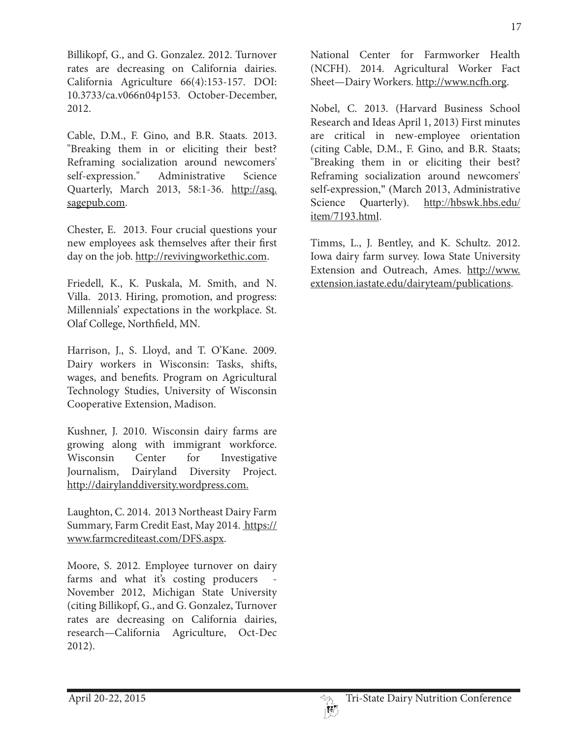Billikopf, G., and G. Gonzalez. 2012. Turnover rates are decreasing on California dairies. California Agriculture 66(4):153-157. DOI: 10.3733/ca.v066n04p153. October-December, 2012.

Cable, D.M., F. Gino, and B.R. Staats. 2013. "Breaking them in or eliciting their best? Reframing socialization around newcomers' self-expression." Administrative Science Quarterly, March 2013, 58:1-36. http://asq.sagepub.com.

Chester, E. 2013. Four crucial questions your new employees ask themselves after their first day on the job. http://revivingworkethic.com.

Friedell, K., K. Puskala, M. Smith, and N. Villa. 2013. Hiring, promotion, and progress: Millennials' expectations in the workplace. St. Olaf College, Northfield, MN.

Harrison, J., S. Lloyd, and T. O'Kane. 2009. Dairy workers in Wisconsin: Tasks, shifts, wages, and benefits. Program on Agricultural Technology Studies, University of Wisconsin Cooperative Extension, Madison.

Kushner, J. 2010. Wisconsin dairy farms are growing along with immigrant workforce. Wisconsin Center for Investigative Journalism, Dairyland Diversity Project. http://dairylanddiversity.wordpress.com.

Laughton, C. 2014. 2013 Northeast Dairy Farm Summary, Farm Credit East, May 2014. https://www.farmcrediteast.com/DFS.aspx.

Moore, S. 2012. Employee turnover on dairy farms and what it's costing producers - November 2012, Michigan State University (citing Billikopf, G., and G. Gonzalez, Turnover rates are decreasing on California dairies, research—California Agriculture, Oct-Dec 2012).

National Center for Farmworker Health (NCFH). 2014. Agricultural Worker Fact Sheet—Dairy Workers. http://www.ncfh.org.

Nobel, C. 2013. (Harvard Business School Research and Ideas April 1, 2013) First minutes are critical in new-employee orientation (citing Cable, D.M., F. Gino, and B.R. Staats; "Breaking them in or eliciting their best? Reframing socialization around newcomers' self-expression," (March 2013, Administrative Science Quarterly). http://hbswk.hbs.edu/item/7193.html.

Timms, L., J. Bentley, and K. Schultz. 2012. Iowa dairy farm survey. Iowa State University Extension and Outreach, Ames. http://www.extension.iastate.edu/dairyteam/publications.